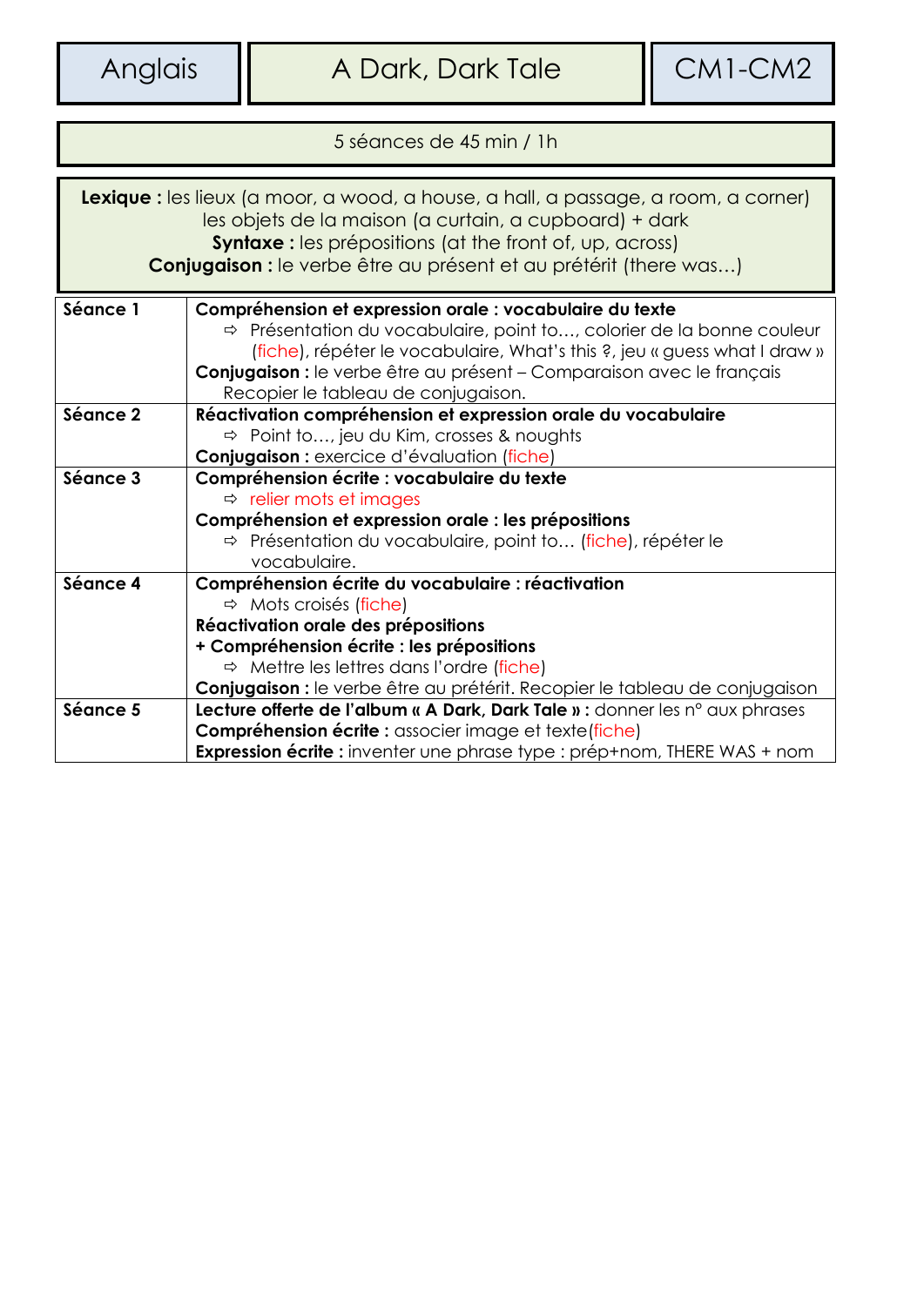Anglais | A Dark, Dark Tale | CM1-CM2

5 séances de 45 min / 1h

**Lexique :** les lieux (a moor, a wood, a house, a hall, a passage, a room, a corner)
les objets de la maison (a curtain, a cupboard) + dark
**Syntaxe :** les prépositions (at the front of, up, across)
**Conjugaison :** le verbe être au présent et au prétérit (there was…)

| Séance | Contenu |
|---|---|
| **Séance 1** | **Compréhension et expression orale : vocabulaire du texte**<br>⇨ Présentation du vocabulaire, point to…, colorier de la bonne couleur (fiche), répéter le vocabulaire, What's this ?, jeu « guess what I draw »<br>**Conjugaison :** le verbe être au présent – Comparaison avec le français<br>Recopier le tableau de conjugaison. |
| **Séance 2** | **Réactivation compréhension et expression orale du vocabulaire**<br>⇨ Point to…, jeu du Kim, crosses & noughts<br>**Conjugaison :** exercice d'évaluation (fiche) |
| **Séance 3** | **Compréhension écrite : vocabulaire du texte**<br>⇨ relier mots et images<br>**Compréhension et expression orale : les prépositions**<br>⇨ Présentation du vocabulaire, point to… (fiche), répéter le vocabulaire. |
| **Séance 4** | **Compréhension écrite du vocabulaire : réactivation**<br>⇨ Mots croisés (fiche)<br>**Réactivation orale des prépositions**<br>**+ Compréhension écrite : les prépositions**<br>⇨ Mettre les lettres dans l'ordre (fiche)<br>**Conjugaison :** le verbe être au prétérit. Recopier le tableau de conjugaison |
| **Séance 5** | **Lecture offerte de l'album « A Dark, Dark Tale » :** donner les n° aux phrases<br>**Compréhension écrite :** associer image et texte (fiche)<br>**Expression écrite :** inventer une phrase type : prép+nom, THERE WAS + nom |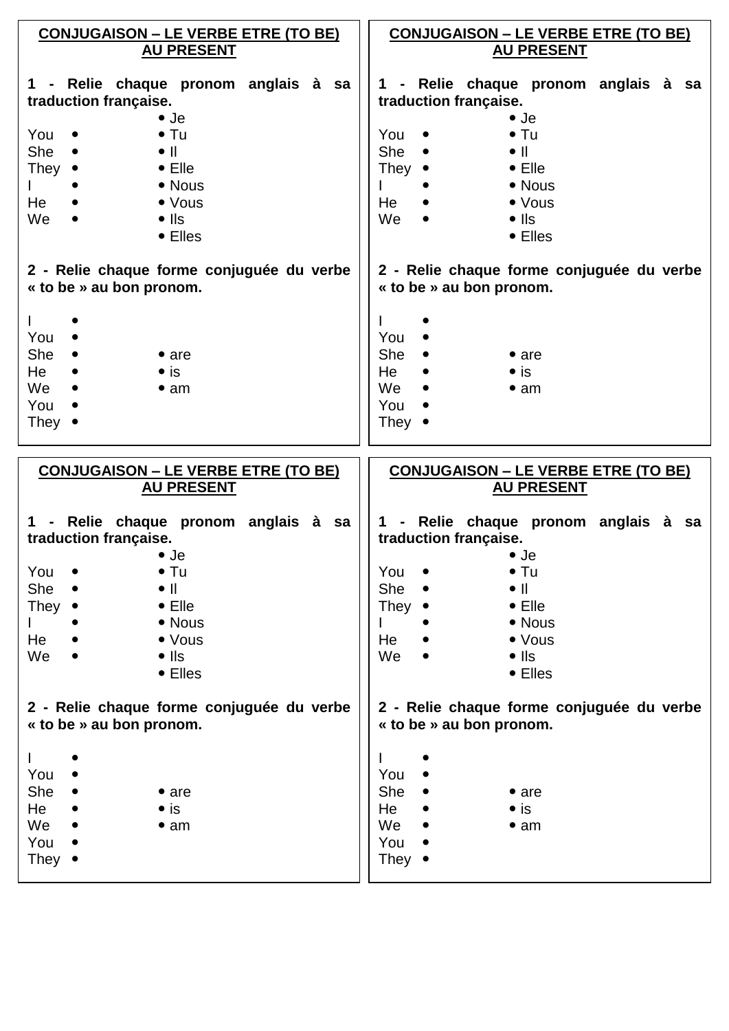## CONJUGAISON – LE VERBE ETRE (TO BE) AU PRESENT

**1 - Relie chaque pronom anglais à sa traduction française.**

| | |
|---|---|
| | • Je |
| You • | • Tu |
| She • | • Il |
| They • | • Elle |
| I • | • Nous |
| He • | • Vous |
| We • | • Ils |
| | • Elles |

**2 - Relie chaque forme conjuguée du verbe « to be » au bon pronom.**

| | |
|---|---|
| I • | |
| You • | |
| She • | • are |
| He • | • is |
| We • | • am |
| You • | |
| They • | |

## CONJUGAISON – LE VERBE ETRE (TO BE) AU PRESENT

**1 - Relie chaque pronom anglais à sa traduction française.**

| | |
|---|---|
| | • Je |
| You • | • Tu |
| She • | • Il |
| They • | • Elle |
| I • | • Nous |
| He • | • Vous |
| We • | • Ils |
| | • Elles |

**2 - Relie chaque forme conjuguée du verbe « to be » au bon pronom.**

| | |
|---|---|
| I • | |
| You • | |
| She • | • are |
| He • | • is |
| We • | • am |
| You • | |
| They • | |

## CONJUGAISON – LE VERBE ETRE (TO BE) AU PRESENT

**1 - Relie chaque pronom anglais à sa traduction française.**

| | |
|---|---|
| | • Je |
| You • | • Tu |
| She • | • Il |
| They • | • Elle |
| I • | • Nous |
| He • | • Vous |
| We • | • Ils |
| | • Elles |

**2 - Relie chaque forme conjuguée du verbe « to be » au bon pronom.**

| | |
|---|---|
| I • | |
| You • | |
| She • | • are |
| He • | • is |
| We • | • am |
| You • | |
| They • | |

## CONJUGAISON – LE VERBE ETRE (TO BE) AU PRESENT

**1 - Relie chaque pronom anglais à sa traduction française.**

| | |
|---|---|
| | • Je |
| You • | • Tu |
| She • | • Il |
| They • | • Elle |
| I • | • Nous |
| He • | • Vous |
| We • | • Ils |
| | • Elles |

**2 - Relie chaque forme conjuguée du verbe « to be » au bon pronom.**

| | |
|---|---|
| I • | |
| You • | |
| She • | • are |
| He • | • is |
| We • | • am |
| You • | |
| They • | |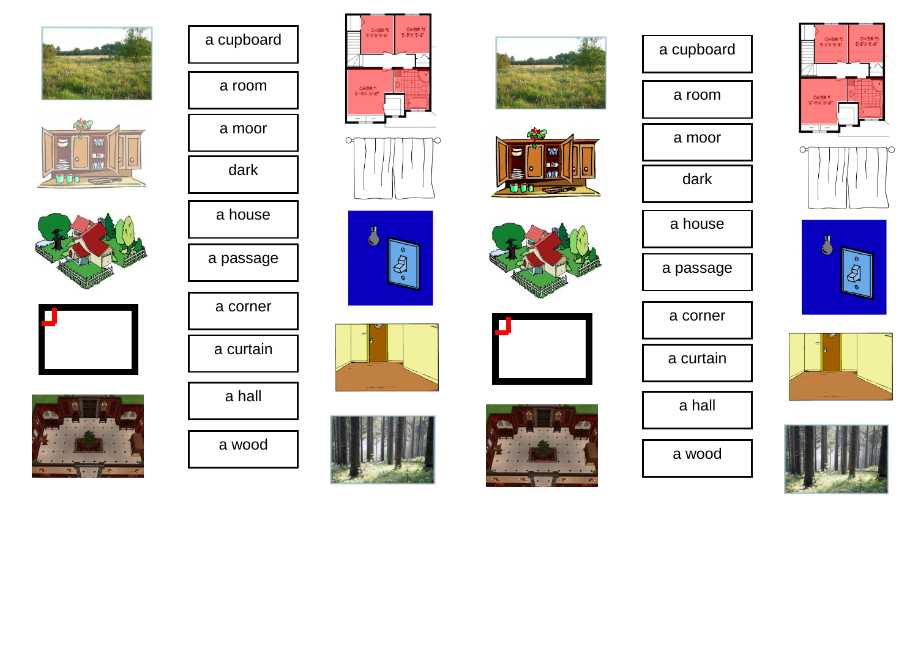a cupboard

a room

a moor

dark

a house

a passage

a corner

a curtain

a hall

a wood

a cupboard

a room

a moor

dark

a house

a passage

a corner

a curtain

a hall

a wood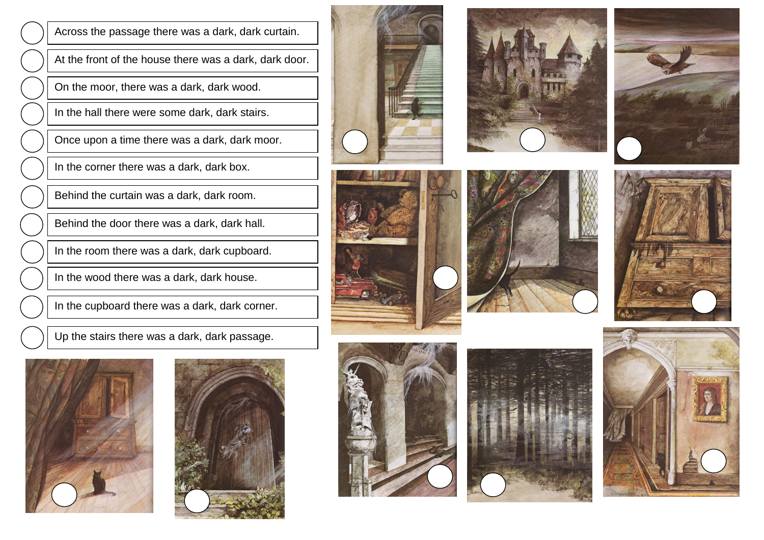- Across the passage there was a dark, dark curtain.
- At the front of the house there was a dark, dark door.
- On the moor, there was a dark, dark wood.
- In the hall there were some dark, dark stairs.
- Once upon a time there was a dark, dark moor.
- In the corner there was a dark, dark box.
- Behind the curtain was a dark, dark room.
- Behind the door there was a dark, dark hall.
- In the room there was a dark, dark cupboard.
- In the wood there was a dark, dark house.
- In the cupboard there was a dark, dark corner.
- Up the stairs there was a dark, dark passage.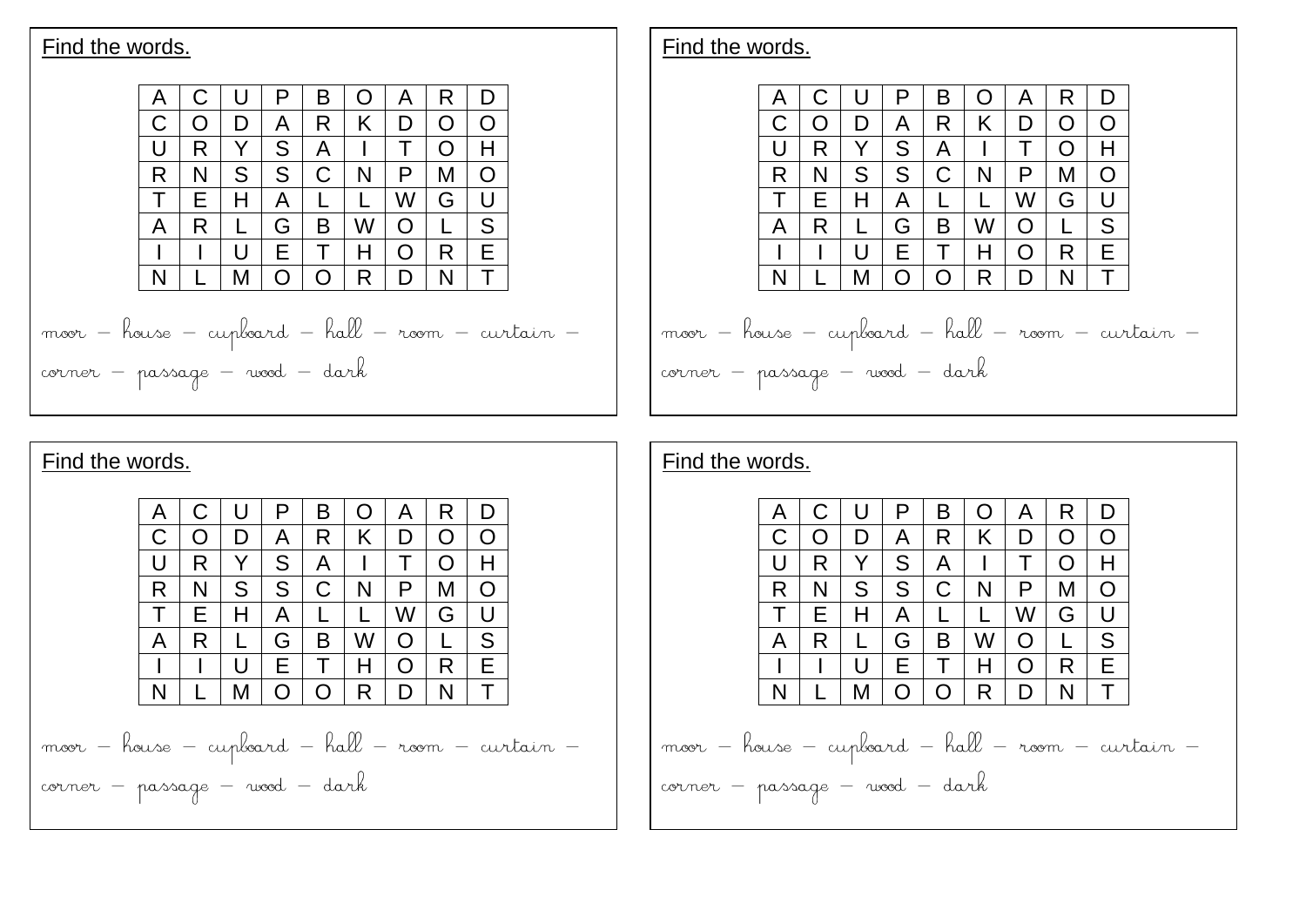Find the words.

| A | C | U | P | B | O | A | R | D |
|---|---|---|---|---|---|---|---|---|
| C | O | D | A | R | K | D | O | O |
| U | R | Y | S | A | I | T | O | H |
| R | N | S | S | C | N | P | M | O |
| T | E | H | A | L | L | W | G | U |
| A | R | L | G | B | W | O | L | S |
| I | I | U | E | T | H | O | R | E |
| N | L | M | O | O | R | D | N | T |

moor – house – cupboard – hall – room – curtain – corner – passage – wood – dark

Find the words.

| A | C | U | P | B | O | A | R | D |
|---|---|---|---|---|---|---|---|---|
| C | O | D | A | R | K | D | O | O |
| U | R | Y | S | A | I | T | O | H |
| R | N | S | S | C | N | P | M | O |
| T | E | H | A | L | L | W | G | U |
| A | R | L | G | B | W | O | L | S |
| I | I | U | E | T | H | O | R | E |
| N | L | M | O | O | R | D | N | T |

moor – house – cupboard – hall – room – curtain – corner – passage – wood – dark

Find the words.

| A | C | U | P | B | O | A | R | D |
|---|---|---|---|---|---|---|---|---|
| C | O | D | A | R | K | D | O | O |
| U | R | Y | S | A | I | T | O | H |
| R | N | S | S | C | N | P | M | O |
| T | E | H | A | L | L | W | G | U |
| A | R | L | G | B | W | O | L | S |
| I | I | U | E | T | H | O | R | E |
| N | L | M | O | O | R | D | N | T |

moor – house – cupboard – hall – room – curtain – corner – passage – wood – dark

Find the words.

| A | C | U | P | B | O | A | R | D |
|---|---|---|---|---|---|---|---|---|
| C | O | D | A | R | K | D | O | O |
| U | R | Y | S | A | I | T | O | H |
| R | N | S | S | C | N | P | M | O |
| T | E | H | A | L | L | W | G | U |
| A | R | L | G | B | W | O | L | S |
| I | I | U | E | T | H | O | R | E |
| N | L | M | O | O | R | D | N | T |

moor – house – cupboard – hall – room – curtain – corner – passage – wood – dark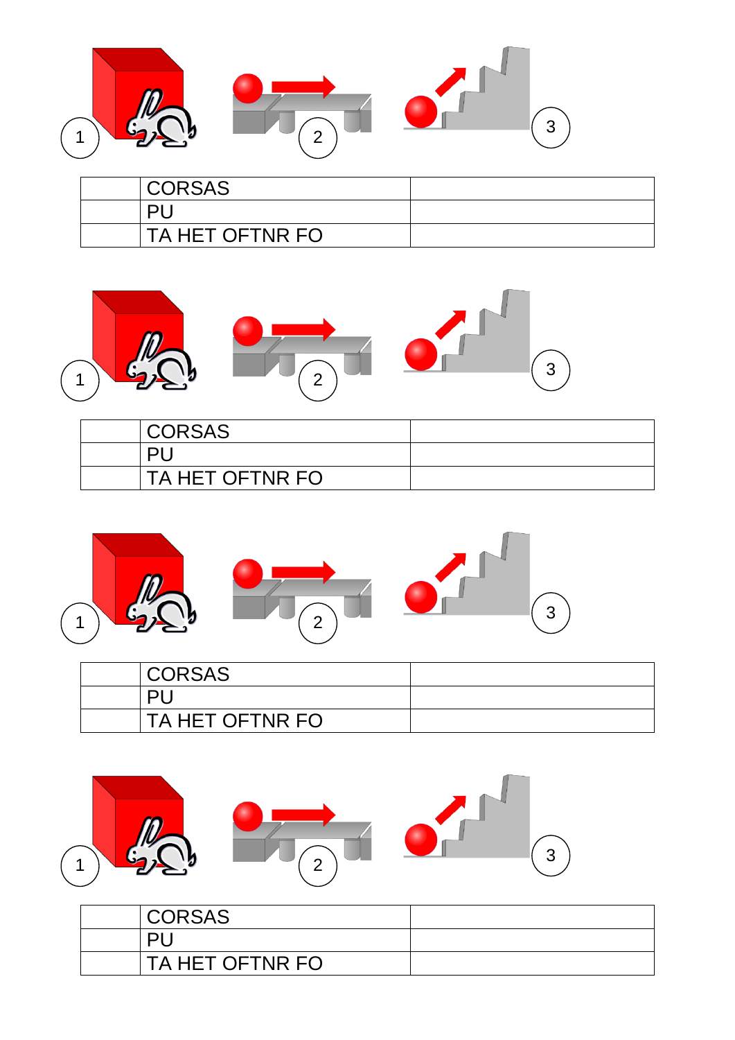1 2 3

| | | |
|---|---|---|
| | CORSAS | |
| | PU | |
| | TA HET OFTNR FO | |

1 2 3

| | | |
|---|---|---|
| | CORSAS | |
| | PU | |
| | TA HET OFTNR FO | |

1 2 3

| | | |
|---|---|---|
| | CORSAS | |
| | PU | |
| | TA HET OFTNR FO | |

1 2 3

| | | |
|---|---|---|
| | CORSAS | |
| | PU | |
| | TA HET OFTNR FO | |